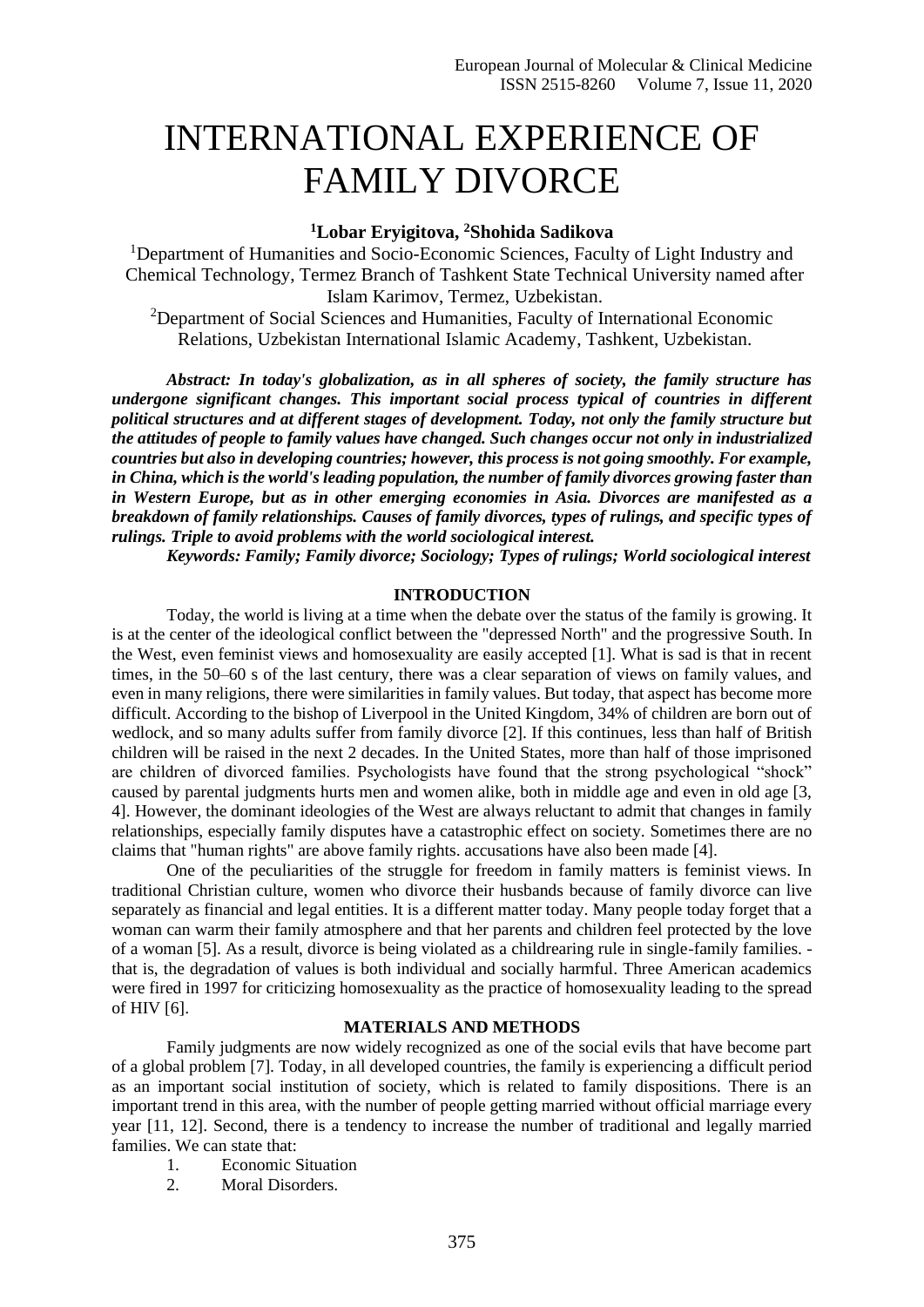# INTERNATIONAL EXPERIENCE OF FAMILY DIVORCE

**[1]Lobar Eryigitova, [2]Shohida Sadikova**

[1]Department of Humanities and Socio-Economic Sciences, Faculty of Light Industry and Chemical Technology, Termez Branch of Tashkent State Technical University named after Islam Karimov, Termez, Uzbekistan.

[2]Department of Social Sciences and Humanities, Faculty of International Economic Relations, Uzbekistan International Islamic Academy, Tashkent, Uzbekistan.

***Abstract: In today's globalization, as in all spheres of society, the family structure has undergone significant changes. This important social process typical of countries in different political structures and at different stages of development. Today, not only the family structure but the attitudes of people to family values have changed. Such changes occur not only in industrialized countries but also in developing countries; however, this process is not going smoothly. For example, in China, which is the world's leading population, the number of family divorces growing faster than in Western Europe, but as in other emerging economies in Asia. Divorces are manifested as a breakdown of family relationships. Causes of family divorces, types of rulings, and specific types of rulings. Triple to avoid problems with the world sociological interest.***

***Keywords: Family; Family divorce; Sociology; Types of rulings; World sociological interest***

## INTRODUCTION

Today, the world is living at a time when the debate over the status of the family is growing. It is at the center of the ideological conflict between the "depressed North" and the progressive South. In the West, even feminist views and homosexuality are easily accepted [1]. What is sad is that in recent times, in the 50–60 s of the last century, there was a clear separation of views on family values, and even in many religions, there were similarities in family values. But today, that aspect has become more difficult. According to the bishop of Liverpool in the United Kingdom, 34% of children are born out of wedlock, and so many adults suffer from family divorce [2]. If this continues, less than half of British children will be raised in the next 2 decades. In the United States, more than half of those imprisoned are children of divorced families. Psychologists have found that the strong psychological "shock" caused by parental judgments hurts men and women alike, both in middle age and even in old age [3, 4]. However, the dominant ideologies of the West are always reluctant to admit that changes in family relationships, especially family disputes have a catastrophic effect on society. Sometimes there are no claims that "human rights" are above family rights. accusations have also been made [4].

One of the peculiarities of the struggle for freedom in family matters is feminist views. In traditional Christian culture, women who divorce their husbands because of family divorce can live separately as financial and legal entities. It is a different matter today. Many people today forget that a woman can warm their family atmosphere and that her parents and children feel protected by the love of a woman [5]. As a result, divorce is being violated as a childrearing rule in single-family families. - that is, the degradation of values is both individual and socially harmful. Three American academics were fired in 1997 for criticizing homosexuality as the practice of homosexuality leading to the spread of HIV [6].

## MATERIALS AND METHODS

Family judgments are now widely recognized as one of the social evils that have become part of a global problem [7]. Today, in all developed countries, the family is experiencing a difficult period as an important social institution of society, which is related to family dispositions. There is an important trend in this area, with the number of people getting married without official marriage every year [11, 12]. Second, there is a tendency to increase the number of traditional and legally married families. We can state that:

1. Economic Situation
2. Moral Disorders.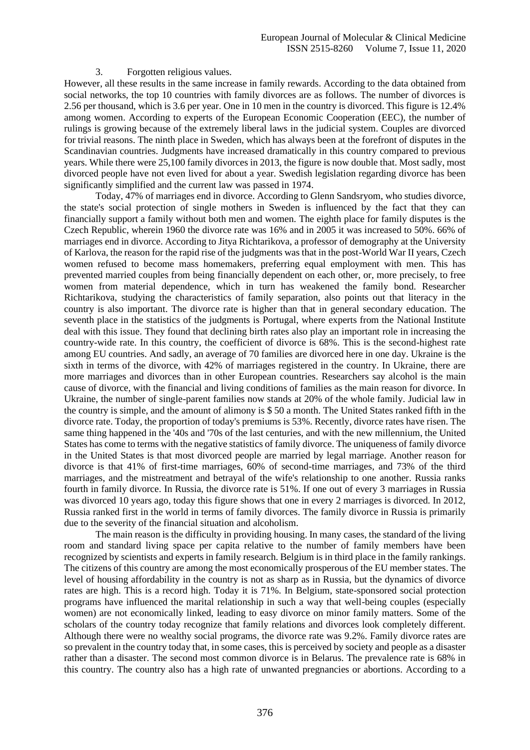3. Forgotten religious values.

However, all these results in the same increase in family rewards. According to the data obtained from social networks, the top 10 countries with family divorces are as follows. The number of divorces is 2.56 per thousand, which is 3.6 per year. One in 10 men in the country is divorced. This figure is 12.4% among women. According to experts of the European Economic Cooperation (EEC), the number of rulings is growing because of the extremely liberal laws in the judicial system. Couples are divorced for trivial reasons. The ninth place in Sweden, which has always been at the forefront of disputes in the Scandinavian countries. Judgments have increased dramatically in this country compared to previous years. While there were 25,100 family divorces in 2013, the figure is now double that. Most sadly, most divorced people have not even lived for about a year. Swedish legislation regarding divorce has been significantly simplified and the current law was passed in 1974.

Today, 47% of marriages end in divorce. According to Glenn Sandsryom, who studies divorce, the state's social protection of single mothers in Sweden is influenced by the fact that they can financially support a family without both men and women. The eighth place for family disputes is the Czech Republic, wherein 1960 the divorce rate was 16% and in 2005 it was increased to 50%. 66% of marriages end in divorce. According to Jitya Richtarikova, a professor of demography at the University of Karlova, the reason for the rapid rise of the judgments was that in the post-World War II years, Czech women refused to become mass homemakers, preferring equal employment with men. This has prevented married couples from being financially dependent on each other, or, more precisely, to free women from material dependence, which in turn has weakened the family bond. Researcher Richtarikova, studying the characteristics of family separation, also points out that literacy in the country is also important. The divorce rate is higher than that in general secondary education. The seventh place in the statistics of the judgments is Portugal, where experts from the National Institute deal with this issue. They found that declining birth rates also play an important role in increasing the country-wide rate. In this country, the coefficient of divorce is 68%. This is the second-highest rate among EU countries. And sadly, an average of 70 families are divorced here in one day. Ukraine is the sixth in terms of the divorce, with 42% of marriages registered in the country. In Ukraine, there are more marriages and divorces than in other European countries. Researchers say alcohol is the main cause of divorce, with the financial and living conditions of families as the main reason for divorce. In Ukraine, the number of single-parent families now stands at 20% of the whole family. Judicial law in the country is simple, and the amount of alimony is $ 50 a month. The United States ranked fifth in the divorce rate. Today, the proportion of today's premiums is 53%. Recently, divorce rates have risen. The same thing happened in the '40s and '70s of the last centuries, and with the new millennium, the United States has come to terms with the negative statistics of family divorce. The uniqueness of family divorce in the United States is that most divorced people are married by legal marriage. Another reason for divorce is that 41% of first-time marriages, 60% of second-time marriages, and 73% of the third marriages, and the mistreatment and betrayal of the wife's relationship to one another. Russia ranks fourth in family divorce. In Russia, the divorce rate is 51%. If one out of every 3 marriages in Russia was divorced 10 years ago, today this figure shows that one in every 2 marriages is divorced. In 2012, Russia ranked first in the world in terms of family divorces. The family divorce in Russia is primarily due to the severity of the financial situation and alcoholism.

The main reason is the difficulty in providing housing. In many cases, the standard of the living room and standard living space per capita relative to the number of family members have been recognized by scientists and experts in family research. Belgium is in third place in the family rankings. The citizens of this country are among the most economically prosperous of the EU member states. The level of housing affordability in the country is not as sharp as in Russia, but the dynamics of divorce rates are high. This is a record high. Today it is 71%. In Belgium, state-sponsored social protection programs have influenced the marital relationship in such a way that well-being couples (especially women) are not economically linked, leading to easy divorce on minor family matters. Some of the scholars of the country today recognize that family relations and divorces look completely different. Although there were no wealthy social programs, the divorce rate was 9.2%. Family divorce rates are so prevalent in the country today that, in some cases, this is perceived by society and people as a disaster rather than a disaster. The second most common divorce is in Belarus. The prevalence rate is 68% in this country. The country also has a high rate of unwanted pregnancies or abortions. According to a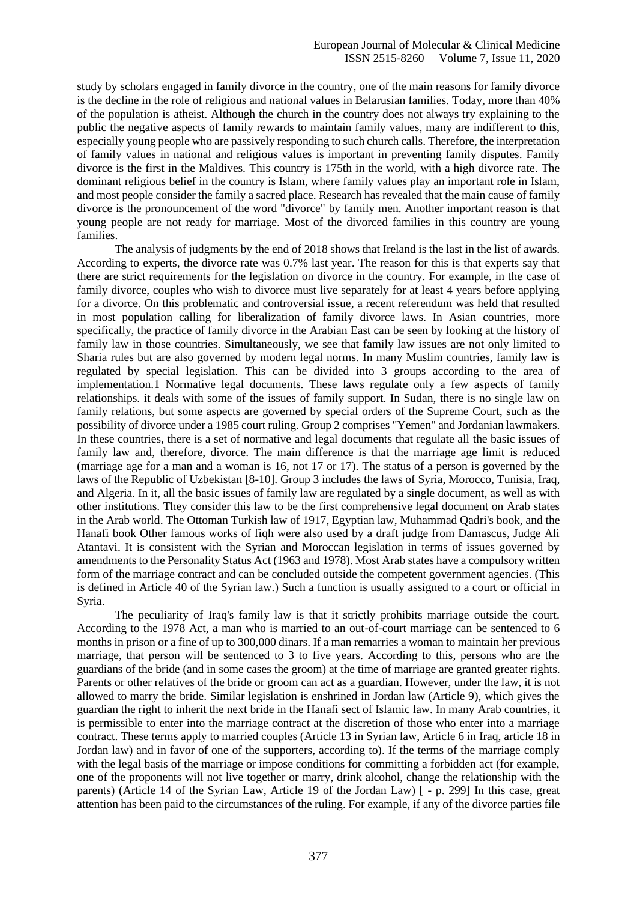study by scholars engaged in family divorce in the country, one of the main reasons for family divorce is the decline in the role of religious and national values in Belarusian families. Today, more than 40% of the population is atheist. Although the church in the country does not always try explaining to the public the negative aspects of family rewards to maintain family values, many are indifferent to this, especially young people who are passively responding to such church calls. Therefore, the interpretation of family values in national and religious values is important in preventing family disputes. Family divorce is the first in the Maldives. This country is 175th in the world, with a high divorce rate. The dominant religious belief in the country is Islam, where family values play an important role in Islam, and most people consider the family a sacred place. Research has revealed that the main cause of family divorce is the pronouncement of the word "divorce" by family men. Another important reason is that young people are not ready for marriage. Most of the divorced families in this country are young families.

The analysis of judgments by the end of 2018 shows that Ireland is the last in the list of awards. According to experts, the divorce rate was 0.7% last year. The reason for this is that experts say that there are strict requirements for the legislation on divorce in the country. For example, in the case of family divorce, couples who wish to divorce must live separately for at least 4 years before applying for a divorce. On this problematic and controversial issue, a recent referendum was held that resulted in most population calling for liberalization of family divorce laws. In Asian countries, more specifically, the practice of family divorce in the Arabian East can be seen by looking at the history of family law in those countries. Simultaneously, we see that family law issues are not only limited to Sharia rules but are also governed by modern legal norms. In many Muslim countries, family law is regulated by special legislation. This can be divided into 3 groups according to the area of implementation.1 Normative legal documents. These laws regulate only a few aspects of family relationships. it deals with some of the issues of family support. In Sudan, there is no single law on family relations, but some aspects are governed by special orders of the Supreme Court, such as the possibility of divorce under a 1985 court ruling. Group 2 comprises "Yemen" and Jordanian lawmakers. In these countries, there is a set of normative and legal documents that regulate all the basic issues of family law and, therefore, divorce. The main difference is that the marriage age limit is reduced (marriage age for a man and a woman is 16, not 17 or 17). The status of a person is governed by the laws of the Republic of Uzbekistan [8-10]. Group 3 includes the laws of Syria, Morocco, Tunisia, Iraq, and Algeria. In it, all the basic issues of family law are regulated by a single document, as well as with other institutions. They consider this law to be the first comprehensive legal document on Arab states in the Arab world. The Ottoman Turkish law of 1917, Egyptian law, Muhammad Qadri's book, and the Hanafi book Other famous works of fiqh were also used by a draft judge from Damascus, Judge Ali Atantavi. It is consistent with the Syrian and Moroccan legislation in terms of issues governed by amendments to the Personality Status Act (1963 and 1978). Most Arab states have a compulsory written form of the marriage contract and can be concluded outside the competent government agencies. (This is defined in Article 40 of the Syrian law.) Such a function is usually assigned to a court or official in Syria.

The peculiarity of Iraq's family law is that it strictly prohibits marriage outside the court. According to the 1978 Act, a man who is married to an out-of-court marriage can be sentenced to 6 months in prison or a fine of up to 300,000 dinars. If a man remarries a woman to maintain her previous marriage, that person will be sentenced to 3 to five years. According to this, persons who are the guardians of the bride (and in some cases the groom) at the time of marriage are granted greater rights. Parents or other relatives of the bride or groom can act as a guardian. However, under the law, it is not allowed to marry the bride. Similar legislation is enshrined in Jordan law (Article 9), which gives the guardian the right to inherit the next bride in the Hanafi sect of Islamic law. In many Arab countries, it is permissible to enter into the marriage contract at the discretion of those who enter into a marriage contract. These terms apply to married couples (Article 13 in Syrian law, Article 6 in Iraq, article 18 in Jordan law) and in favor of one of the supporters, according to). If the terms of the marriage comply with the legal basis of the marriage or impose conditions for committing a forbidden act (for example, one of the proponents will not live together or marry, drink alcohol, change the relationship with the parents) (Article 14 of the Syrian Law, Article 19 of the Jordan Law) [ - p. 299] In this case, great attention has been paid to the circumstances of the ruling. For example, if any of the divorce parties file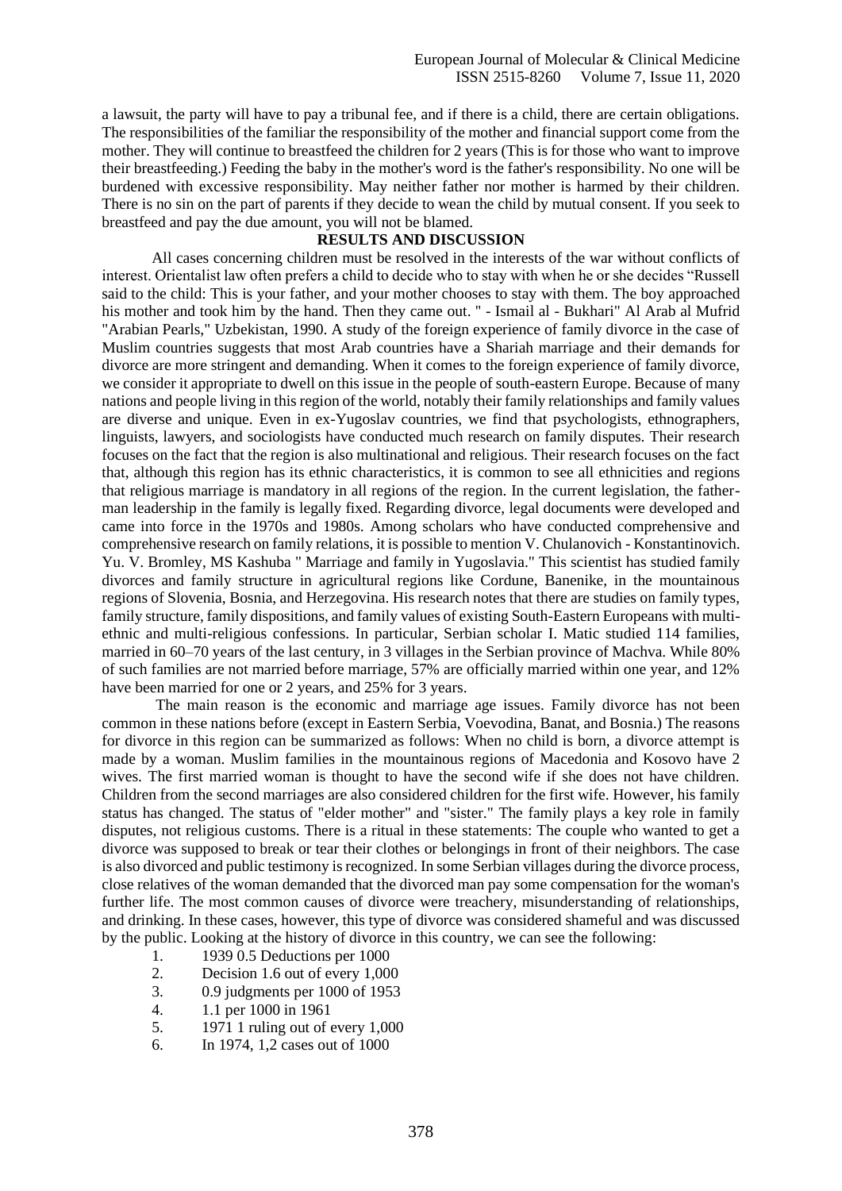a lawsuit, the party will have to pay a tribunal fee, and if there is a child, there are certain obligations. The responsibilities of the familiar the responsibility of the mother and financial support come from the mother. They will continue to breastfeed the children for 2 years (This is for those who want to improve their breastfeeding.) Feeding the baby in the mother's word is the father's responsibility. No one will be burdened with excessive responsibility. May neither father nor mother is harmed by their children. There is no sin on the part of parents if they decide to wean the child by mutual consent. If you seek to breastfeed and pay the due amount, you will not be blamed.

## RESULTS AND DISCUSSION

All cases concerning children must be resolved in the interests of the war without conflicts of interest. Orientalist law often prefers a child to decide who to stay with when he or she decides "Russell said to the child: This is your father, and your mother chooses to stay with them. The boy approached his mother and took him by the hand. Then they came out. " - Ismail al - Bukhari" Al Arab al Mufrid "Arabian Pearls," Uzbekistan, 1990. A study of the foreign experience of family divorce in the case of Muslim countries suggests that most Arab countries have a Shariah marriage and their demands for divorce are more stringent and demanding. When it comes to the foreign experience of family divorce, we consider it appropriate to dwell on this issue in the people of south-eastern Europe. Because of many nations and people living in this region of the world, notably their family relationships and family values are diverse and unique. Even in ex-Yugoslav countries, we find that psychologists, ethnographers, linguists, lawyers, and sociologists have conducted much research on family disputes. Their research focuses on the fact that the region is also multinational and religious. Their research focuses on the fact that, although this region has its ethnic characteristics, it is common to see all ethnicities and regions that religious marriage is mandatory in all regions of the region. In the current legislation, the father-man leadership in the family is legally fixed. Regarding divorce, legal documents were developed and came into force in the 1970s and 1980s. Among scholars who have conducted comprehensive and comprehensive research on family relations, it is possible to mention V. Chulanovich - Konstantinovich. Yu. V. Bromley, MS Kashuba " Marriage and family in Yugoslavia." This scientist has studied family divorces and family structure in agricultural regions like Cordune, Banenike, in the mountainous regions of Slovenia, Bosnia, and Herzegovina. His research notes that there are studies on family types, family structure, family dispositions, and family values of existing South-Eastern Europeans with multi-ethnic and multi-religious confessions. In particular, Serbian scholar I. Matic studied 114 families, married in 60–70 years of the last century, in 3 villages in the Serbian province of Machva. While 80% of such families are not married before marriage, 57% are officially married within one year, and 12% have been married for one or 2 years, and 25% for 3 years.

The main reason is the economic and marriage age issues. Family divorce has not been common in these nations before (except in Eastern Serbia, Voevodina, Banat, and Bosnia.) The reasons for divorce in this region can be summarized as follows: When no child is born, a divorce attempt is made by a woman. Muslim families in the mountainous regions of Macedonia and Kosovo have 2 wives. The first married woman is thought to have the second wife if she does not have children. Children from the second marriages are also considered children for the first wife. However, his family status has changed. The status of "elder mother" and "sister." The family plays a key role in family disputes, not religious customs. There is a ritual in these statements: The couple who wanted to get a divorce was supposed to break or tear their clothes or belongings in front of their neighbors. The case is also divorced and public testimony is recognized. In some Serbian villages during the divorce process, close relatives of the woman demanded that the divorced man pay some compensation for the woman's further life. The most common causes of divorce were treachery, misunderstanding of relationships, and drinking. In these cases, however, this type of divorce was considered shameful and was discussed by the public. Looking at the history of divorce in this country, we can see the following:

1. 1939 0.5 Deductions per 1000
2. Decision 1.6 out of every 1,000
3. 0.9 judgments per 1000 of 1953
4. 1.1 per 1000 in 1961
5. 1971 1 ruling out of every 1,000
6. In 1974, 1,2 cases out of 1000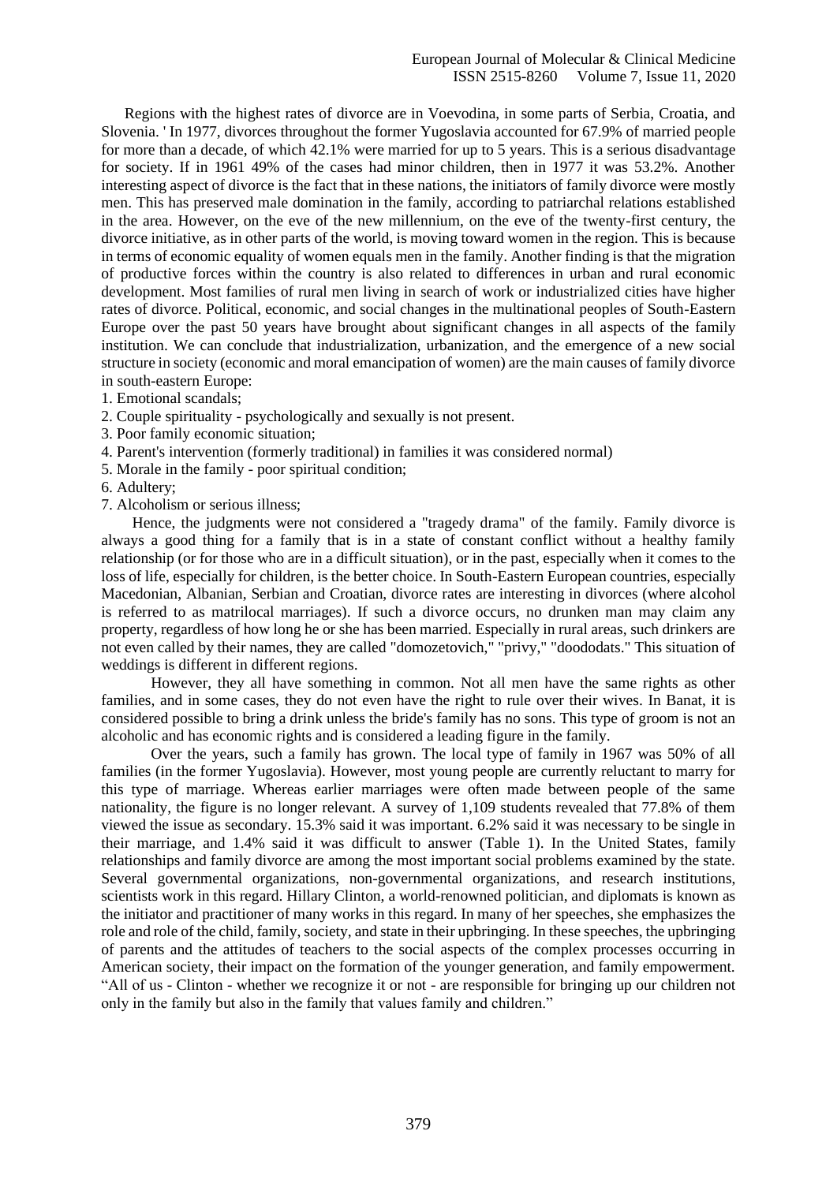Regions with the highest rates of divorce are in Voevodina, in some parts of Serbia, Croatia, and Slovenia. ' In 1977, divorces throughout the former Yugoslavia accounted for 67.9% of married people for more than a decade, of which 42.1% were married for up to 5 years. This is a serious disadvantage for society. If in 1961 49% of the cases had minor children, then in 1977 it was 53.2%. Another interesting aspect of divorce is the fact that in these nations, the initiators of family divorce were mostly men. This has preserved male domination in the family, according to patriarchal relations established in the area. However, on the eve of the new millennium, on the eve of the twenty-first century, the divorce initiative, as in other parts of the world, is moving toward women in the region. This is because in terms of economic equality of women equals men in the family. Another finding is that the migration of productive forces within the country is also related to differences in urban and rural economic development. Most families of rural men living in search of work or industrialized cities have higher rates of divorce. Political, economic, and social changes in the multinational peoples of South-Eastern Europe over the past 50 years have brought about significant changes in all aspects of the family institution. We can conclude that industrialization, urbanization, and the emergence of a new social structure in society (economic and moral emancipation of women) are the main causes of family divorce in south-eastern Europe:

1. Emotional scandals;
2. Couple spirituality - psychologically and sexually is not present.
3. Poor family economic situation;
4. Parent's intervention (formerly traditional) in families it was considered normal)
5. Morale in the family - poor spiritual condition;
6. Adultery;
7. Alcoholism or serious illness;

Hence, the judgments were not considered a "tragedy drama" of the family. Family divorce is always a good thing for a family that is in a state of constant conflict without a healthy family relationship (or for those who are in a difficult situation), or in the past, especially when it comes to the loss of life, especially for children, is the better choice. In South-Eastern European countries, especially Macedonian, Albanian, Serbian and Croatian, divorce rates are interesting in divorces (where alcohol is referred to as matrilocal marriages). If such a divorce occurs, no drunken man may claim any property, regardless of how long he or she has been married. Especially in rural areas, such drinkers are not even called by their names, they are called "domozetovich," "privy," "doododats." This situation of weddings is different in different regions.

However, they all have something in common. Not all men have the same rights as other families, and in some cases, they do not even have the right to rule over their wives. In Banat, it is considered possible to bring a drink unless the bride's family has no sons. This type of groom is not an alcoholic and has economic rights and is considered a leading figure in the family.

Over the years, such a family has grown. The local type of family in 1967 was 50% of all families (in the former Yugoslavia). However, most young people are currently reluctant to marry for this type of marriage. Whereas earlier marriages were often made between people of the same nationality, the figure is no longer relevant. A survey of 1,109 students revealed that 77.8% of them viewed the issue as secondary. 15.3% said it was important. 6.2% said it was necessary to be single in their marriage, and 1.4% said it was difficult to answer (Table 1). In the United States, family relationships and family divorce are among the most important social problems examined by the state. Several governmental organizations, non-governmental organizations, and research institutions, scientists work in this regard. Hillary Clinton, a world-renowned politician, and diplomats is known as the initiator and practitioner of many works in this regard. In many of her speeches, she emphasizes the role and role of the child, family, society, and state in their upbringing. In these speeches, the upbringing of parents and the attitudes of teachers to the social aspects of the complex processes occurring in American society, their impact on the formation of the younger generation, and family empowerment. "All of us - Clinton - whether we recognize it or not - are responsible for bringing up our children not only in the family but also in the family that values family and children."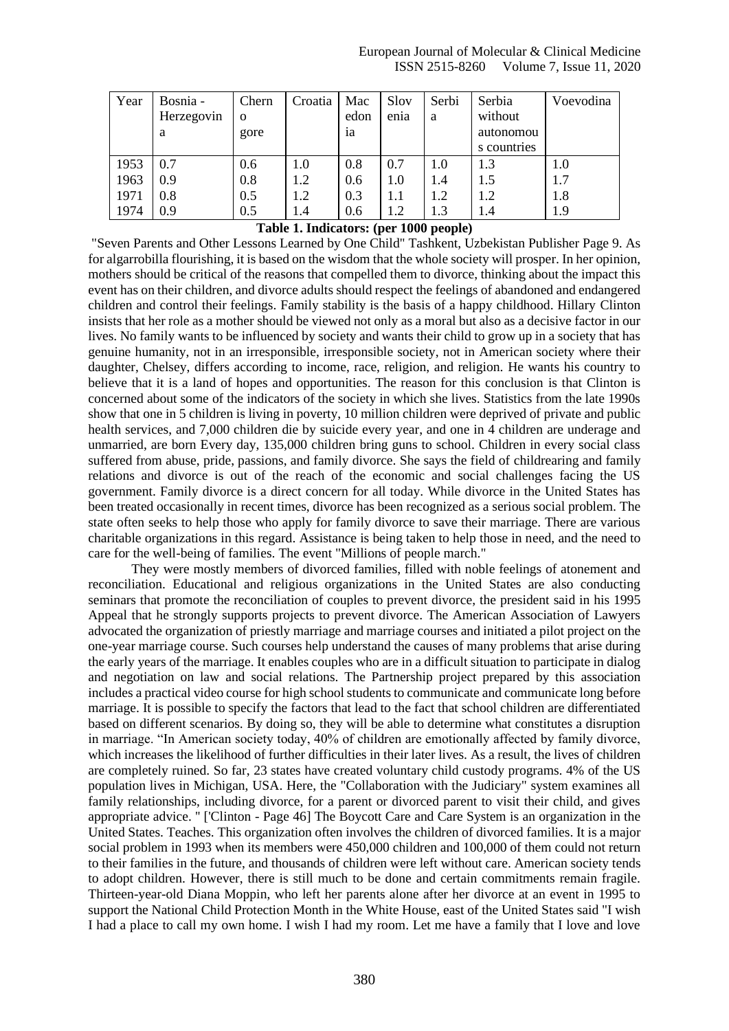| Year | Bosnia - Herzegovina | Chernogore | Croatia | Macedonia | Slovenia | Serbia | Serbia without autonomous countries | Voevodina |
|---|---|---|---|---|---|---|---|---|
| 1953 | 0.7 | 0.6 | 1.0 | 0.8 | 0.7 | 1.0 | 1.3 | 1.0 |
| 1963 | 0.9 | 0.8 | 1.2 | 0.6 | 1.0 | 1.4 | 1.5 | 1.7 |
| 1971 | 0.8 | 0.5 | 1.2 | 0.3 | 1.1 | 1.2 | 1.2 | 1.8 |
| 1974 | 0.9 | 0.5 | 1.4 | 0.6 | 1.2 | 1.3 | 1.4 | 1.9 |

**Table 1. Indicators: (per 1000 people)**

"Seven Parents and Other Lessons Learned by One Child" Tashkent, Uzbekistan Publisher Page 9. As for algarrobilla flourishing, it is based on the wisdom that the whole society will prosper. In her opinion, mothers should be critical of the reasons that compelled them to divorce, thinking about the impact this event has on their children, and divorce adults should respect the feelings of abandoned and endangered children and control their feelings. Family stability is the basis of a happy childhood. Hillary Clinton insists that her role as a mother should be viewed not only as a moral but also as a decisive factor in our lives. No family wants to be influenced by society and wants their child to grow up in a society that has genuine humanity, not in an irresponsible, irresponsible society, not in American society where their daughter, Chelsey, differs according to income, race, religion, and religion. He wants his country to believe that it is a land of hopes and opportunities. The reason for this conclusion is that Clinton is concerned about some of the indicators of the society in which she lives. Statistics from the late 1990s show that one in 5 children is living in poverty, 10 million children were deprived of private and public health services, and 7,000 children die by suicide every year, and one in 4 children are underage and unmarried, are born Every day, 135,000 children bring guns to school. Children in every social class suffered from abuse, pride, passions, and family divorce. She says the field of childrearing and family relations and divorce is out of the reach of the economic and social challenges facing the US government. Family divorce is a direct concern for all today. While divorce in the United States has been treated occasionally in recent times, divorce has been recognized as a serious social problem. The state often seeks to help those who apply for family divorce to save their marriage. There are various charitable organizations in this regard. Assistance is being taken to help those in need, and the need to care for the well-being of families. The event "Millions of people march."

They were mostly members of divorced families, filled with noble feelings of atonement and reconciliation. Educational and religious organizations in the United States are also conducting seminars that promote the reconciliation of couples to prevent divorce, the president said in his 1995 Appeal that he strongly supports projects to prevent divorce. The American Association of Lawyers advocated the organization of priestly marriage and marriage courses and initiated a pilot project on the one-year marriage course. Such courses help understand the causes of many problems that arise during the early years of the marriage. It enables couples who are in a difficult situation to participate in dialog and negotiation on law and social relations. The Partnership project prepared by this association includes a practical video course for high school students to communicate and communicate long before marriage. It is possible to specify the factors that lead to the fact that school children are differentiated based on different scenarios. By doing so, they will be able to determine what constitutes a disruption in marriage. "In American society today, 40% of children are emotionally affected by family divorce, which increases the likelihood of further difficulties in their later lives. As a result, the lives of children are completely ruined. So far, 23 states have created voluntary child custody programs. 4% of the US population lives in Michigan, USA. Here, the "Collaboration with the Judiciary" system examines all family relationships, including divorce, for a parent or divorced parent to visit their child, and gives appropriate advice. " ['Clinton - Page 46] The Boycott Care and Care System is an organization in the United States. Teaches. This organization often involves the children of divorced families. It is a major social problem in 1993 when its members were 450,000 children and 100,000 of them could not return to their families in the future, and thousands of children were left without care. American society tends to adopt children. However, there is still much to be done and certain commitments remain fragile. Thirteen-year-old Diana Moppin, who left her parents alone after her divorce at an event in 1995 to support the National Child Protection Month in the White House, east of the United States said "I wish I had a place to call my own home. I wish I had my room. Let me have a family that I love and love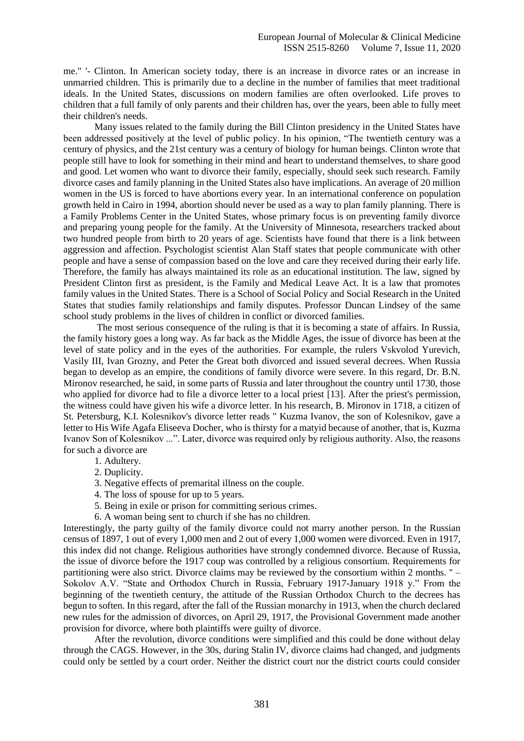me." '- Clinton. In American society today, there is an increase in divorce rates or an increase in unmarried children. This is primarily due to a decline in the number of families that meet traditional ideals. In the United States, discussions on modern families are often overlooked. Life proves to children that a full family of only parents and their children has, over the years, been able to fully meet their children's needs.

Many issues related to the family during the Bill Clinton presidency in the United States have been addressed positively at the level of public policy. In his opinion, "The twentieth century was a century of physics, and the 21st century was a century of biology for human beings. Clinton wrote that people still have to look for something in their mind and heart to understand themselves, to share good and good. Let women who want to divorce their family, especially, should seek such research. Family divorce cases and family planning in the United States also have implications. An average of 20 million women in the US is forced to have abortions every year. In an international conference on population growth held in Cairo in 1994, abortion should never be used as a way to plan family planning. There is a Family Problems Center in the United States, whose primary focus is on preventing family divorce and preparing young people for the family. At the University of Minnesota, researchers tracked about two hundred people from birth to 20 years of age. Scientists have found that there is a link between aggression and affection. Psychologist scientist Alan Staff states that people communicate with other people and have a sense of compassion based on the love and care they received during their early life. Therefore, the family has always maintained its role as an educational institution. The law, signed by President Clinton first as president, is the Family and Medical Leave Act. It is a law that promotes family values in the United States. There is a School of Social Policy and Social Research in the United States that studies family relationships and family disputes. Professor Duncan Lindsey of the same school study problems in the lives of children in conflict or divorced families.

The most serious consequence of the ruling is that it is becoming a state of affairs. In Russia, the family history goes a long way. As far back as the Middle Ages, the issue of divorce has been at the level of state policy and in the eyes of the authorities. For example, the rulers Vskvolod Yurevich, Vasily III, Ivan Grozny, and Peter the Great both divorced and issued several decrees. When Russia began to develop as an empire, the conditions of family divorce were severe. In this regard, Dr. B.N. Mironov researched, he said, in some parts of Russia and later throughout the country until 1730, those who applied for divorce had to file a divorce letter to a local priest [13]. After the priest's permission, the witness could have given his wife a divorce letter. In his research, B. Mironov in 1718, a citizen of St. Petersburg, K.I. Kolesnikov's divorce letter reads " Kuzma Ivanov, the son of Kolesnikov, gave a letter to His Wife Agafa Eliseeva Docher, who is thirsty for a matyid because of another, that is, Kuzma Ivanov Son of Kolesnikov ...". Later, divorce was required only by religious authority. Also, the reasons for such a divorce are

1. Adultery.
2. Duplicity.
3. Negative effects of premarital illness on the couple.
4. The loss of spouse for up to 5 years.
5. Being in exile or prison for committing serious crimes.
6. A woman being sent to church if she has no children.

Interestingly, the party guilty of the family divorce could not marry another person. In the Russian census of 1897, 1 out of every 1,000 men and 2 out of every 1,000 women were divorced. Even in 1917, this index did not change. Religious authorities have strongly condemned divorce. Because of Russia, the issue of divorce before the 1917 coup was controlled by a religious consortium. Requirements for partitioning were also strict. Divorce claims may be reviewed by the consortium within 2 months. " – Sokolov A.V. "State and Orthodox Church in Russia, February 1917-January 1918 y." From the beginning of the twentieth century, the attitude of the Russian Orthodox Church to the decrees has begun to soften. In this regard, after the fall of the Russian monarchy in 1913, when the church declared new rules for the admission of divorces, on April 29, 1917, the Provisional Government made another provision for divorce, where both plaintiffs were guilty of divorce.

After the revolution, divorce conditions were simplified and this could be done without delay through the CAGS. However, in the 30s, during Stalin IV, divorce claims had changed, and judgments could only be settled by a court order. Neither the district court nor the district courts could consider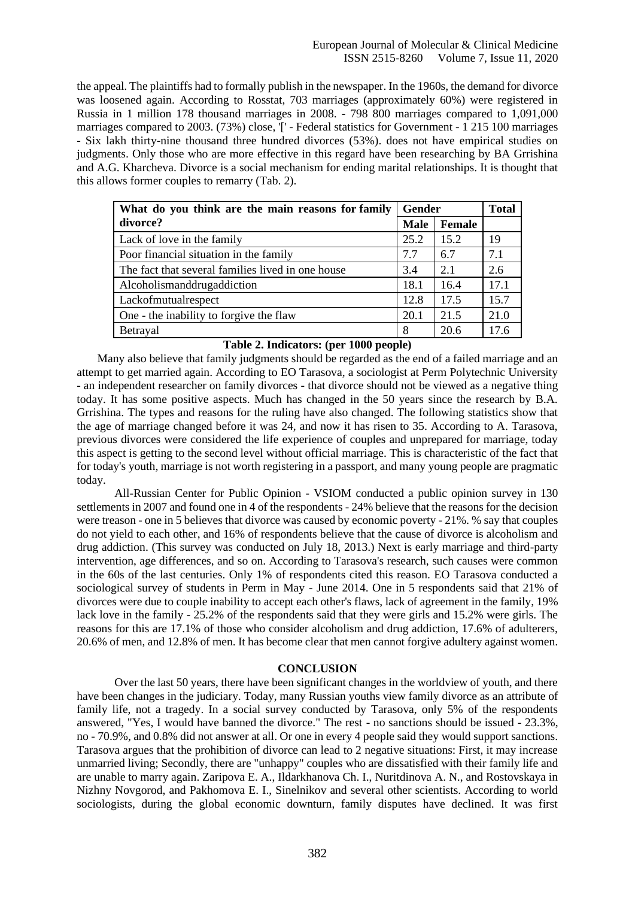the appeal. The plaintiffs had to formally publish in the newspaper. In the 1960s, the demand for divorce was loosened again. According to Rosstat, 703 marriages (approximately 60%) were registered in Russia in 1 million 178 thousand marriages in 2008. - 798 800 marriages compared to 1,091,000 marriages compared to 2003. (73%) close, '[' - Federal statistics for Government - 1 215 100 marriages - Six lakh thirty-nine thousand three hundred divorces (53%). does not have empirical studies on judgments. Only those who are more effective in this regard have been researching by BA Grrishina and A.G. Kharcheva. Divorce is a social mechanism for ending marital relationships. It is thought that this allows former couples to remarry (Tab. 2).

| What do you think are the main reasons for family divorce? | Gender | | Total |
|---|---|---|---|
| | Male | Female | |
| Lack of love in the family | 25.2 | 15.2 | 19 |
| Poor financial situation in the family | 7.7 | 6.7 | 7.1 |
| The fact that several families lived in one house | 3.4 | 2.1 | 2.6 |
| Alcoholismanddrugaddiction | 18.1 | 16.4 | 17.1 |
| Lackofmutualrespect | 12.8 | 17.5 | 15.7 |
| One - the inability to forgive the flaw | 20.1 | 21.5 | 21.0 |
| Betrayal | 8 | 20.6 | 17.6 |

**Table 2. Indicators: (per 1000 people)**

Many also believe that family judgments should be regarded as the end of a failed marriage and an attempt to get married again. According to EO Tarasova, a sociologist at Perm Polytechnic University - an independent researcher on family divorces - that divorce should not be viewed as a negative thing today. It has some positive aspects. Much has changed in the 50 years since the research by B.A. Grrishina. The types and reasons for the ruling have also changed. The following statistics show that the age of marriage changed before it was 24, and now it has risen to 35. According to A. Tarasova, previous divorces were considered the life experience of couples and unprepared for marriage, today this aspect is getting to the second level without official marriage. This is characteristic of the fact that for today's youth, marriage is not worth registering in a passport, and many young people are pragmatic today.

All-Russian Center for Public Opinion - VSIOM conducted a public opinion survey in 130 settlements in 2007 and found one in 4 of the respondents - 24% believe that the reasons for the decision were treason - one in 5 believes that divorce was caused by economic poverty - 21%. % say that couples do not yield to each other, and 16% of respondents believe that the cause of divorce is alcoholism and drug addiction. (This survey was conducted on July 18, 2013.) Next is early marriage and third-party intervention, age differences, and so on. According to Tarasova's research, such causes were common in the 60s of the last centuries. Only 1% of respondents cited this reason. EO Tarasova conducted a sociological survey of students in Perm in May - June 2014. One in 5 respondents said that 21% of divorces were due to couple inability to accept each other's flaws, lack of agreement in the family, 19% lack love in the family - 25.2% of the respondents said that they were girls and 15.2% were girls. The reasons for this are 17.1% of those who consider alcoholism and drug addiction, 17.6% of adulterers, 20.6% of men, and 12.8% of men. It has become clear that men cannot forgive adultery against women.

## CONCLUSION

Over the last 50 years, there have been significant changes in the worldview of youth, and there have been changes in the judiciary. Today, many Russian youths view family divorce as an attribute of family life, not a tragedy. In a social survey conducted by Tarasova, only 5% of the respondents answered, "Yes, I would have banned the divorce." The rest - no sanctions should be issued - 23.3%, no - 70.9%, and 0.8% did not answer at all. Or one in every 4 people said they would support sanctions. Tarasova argues that the prohibition of divorce can lead to 2 negative situations: First, it may increase unmarried living; Secondly, there are "unhappy" couples who are dissatisfied with their family life and are unable to marry again. Zaripova E. A., Ildarkhanova Ch. I., Nuritdinova A. N., and Rostovskaya in Nizhny Novgorod, and Pakhomova E. I., Sinelnikov and several other scientists. According to world sociologists, during the global economic downturn, family disputes have declined. It was first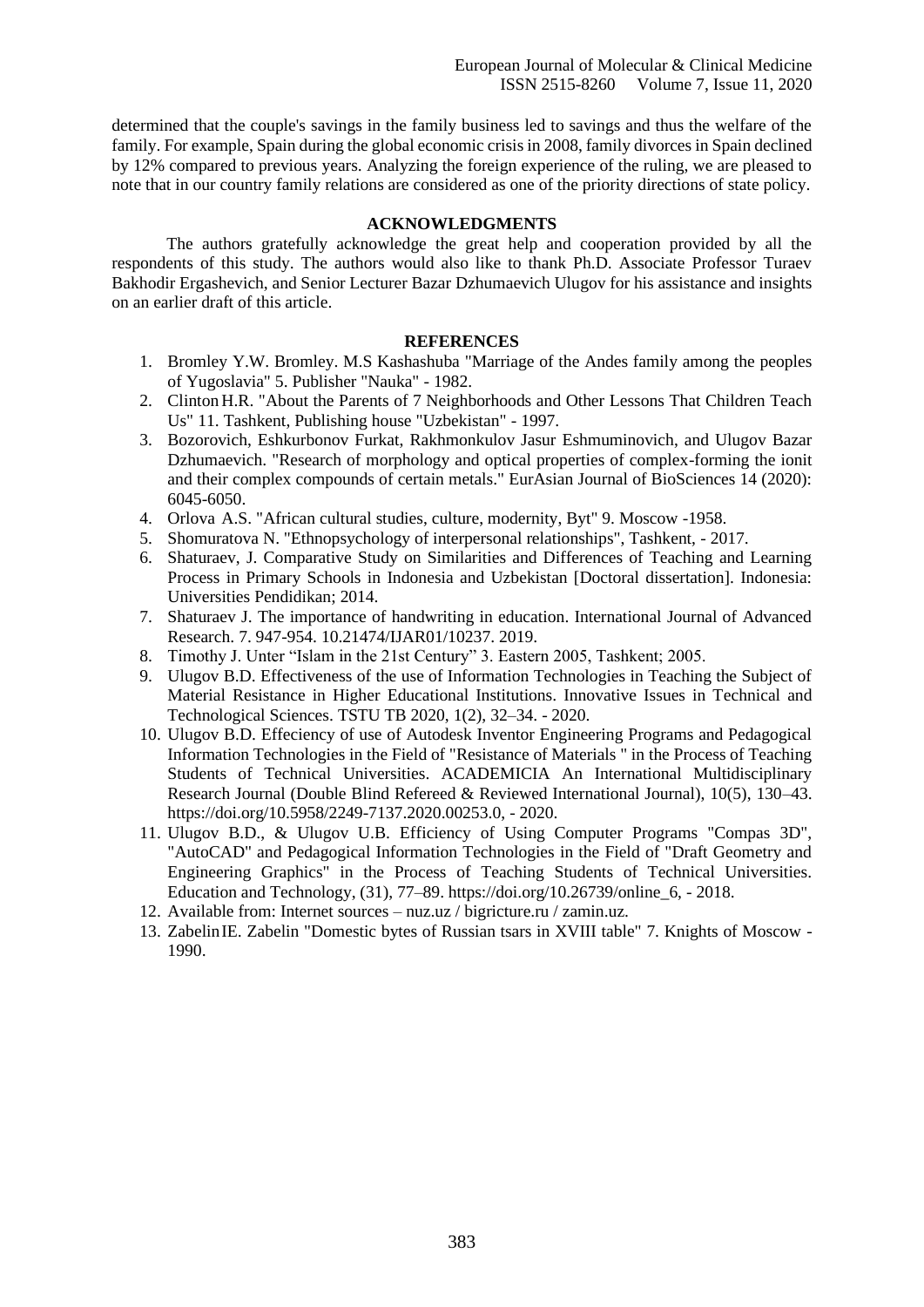determined that the couple's savings in the family business led to savings and thus the welfare of the family. For example, Spain during the global economic crisis in 2008, family divorces in Spain declined by 12% compared to previous years. Analyzing the foreign experience of the ruling, we are pleased to note that in our country family relations are considered as one of the priority directions of state policy.

## ACKNOWLEDGMENTS

The authors gratefully acknowledge the great help and cooperation provided by all the respondents of this study. The authors would also like to thank Ph.D. Associate Professor Turaev Bakhodir Ergashevich, and Senior Lecturer Bazar Dzhumaevich Ulugov for his assistance and insights on an earlier draft of this article.

## REFERENCES

1. Bromley Y.W. Bromley. M.S Kashashuba "Marriage of the Andes family among the peoples of Yugoslavia" 5. Publisher "Nauka" - 1982.
2. Clinton H.R. "About the Parents of 7 Neighborhoods and Other Lessons That Children Teach Us" 11. Tashkent, Publishing house "Uzbekistan" - 1997.
3. Bozorovich, Eshkurbonov Furkat, Rakhmonkulov Jasur Eshmuminovich, and Ulugov Bazar Dzhumaevich. "Research of morphology and optical properties of complex-forming the ionit and their complex compounds of certain metals." EurAsian Journal of BioSciences 14 (2020): 6045-6050.
4. Orlova A.S. "African cultural studies, culture, modernity, Byt" 9. Moscow -1958.
5. Shomuratova N. "Ethnopsychology of interpersonal relationships", Tashkent, - 2017.
6. Shaturaev, J. Comparative Study on Similarities and Differences of Teaching and Learning Process in Primary Schools in Indonesia and Uzbekistan [Doctoral dissertation]. Indonesia: Universities Pendidikan; 2014.
7. Shaturaev J. The importance of handwriting in education. International Journal of Advanced Research. 7. 947-954. 10.21474/IJAR01/10237. 2019.
8. Timothy J. Unter "Islam in the 21st Century" 3. Eastern 2005, Tashkent; 2005.
9. Ulugov B.D. Effectiveness of the use of Information Technologies in Teaching the Subject of Material Resistance in Higher Educational Institutions. Innovative Issues in Technical and Technological Sciences. TSTU TB 2020, 1(2), 32–34. - 2020.
10. Ulugov B.D. Effeciency of use of Autodesk Inventor Engineering Programs and Pedagogical Information Technologies in the Field of "Resistance of Materials " in the Process of Teaching Students of Technical Universities. ACADEMICIA An International Multidisciplinary Research Journal (Double Blind Refereed & Reviewed International Journal), 10(5), 130–43. https://doi.org/10.5958/2249-7137.2020.00253.0, - 2020.
11. Ulugov B.D., & Ulugov U.B. Efficiency of Using Computer Programs "Compas 3D", "AutoCAD" and Pedagogical Information Technologies in the Field of "Draft Geometry and Engineering Graphics" in the Process of Teaching Students of Technical Universities. Education and Technology, (31), 77–89. https://doi.org/10.26739/online_6, - 2018.
12. Available from: Internet sources – nuz.uz / bigricture.ru / zamin.uz.
13. ZabelinIE. Zabelin "Domestic bytes of Russian tsars in XVIII table" 7. Knights of Moscow - 1990.